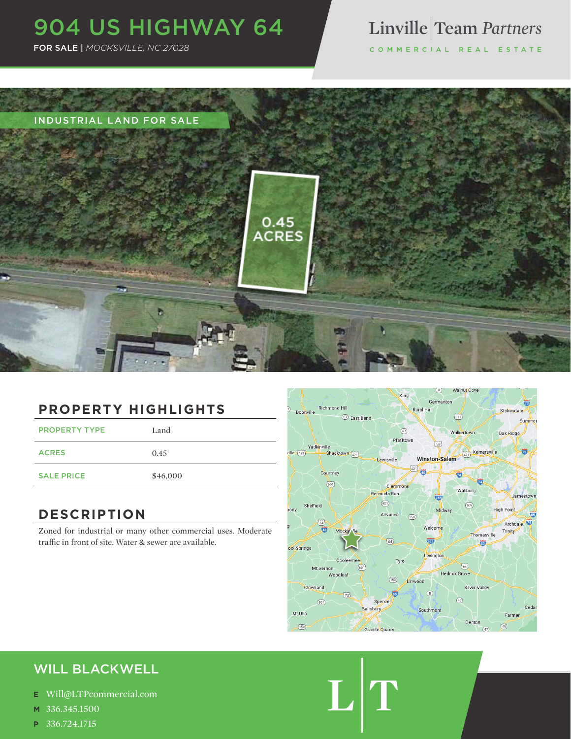# 904 US HIGHWAY 64

FOR SALE | *MOCKSVILLE, NC 27028*

Linville | Team *Partners*

COMMERCIAL REAL ESTATE

INDUSTRIAL LAND FOR SALE

0.45 ACRES

## PROPERTY HIGHLIGHTS

| PROPERTY TYPE | Land |
|---|---|
| ACRES | 0.45 |
| SALE PRICE | $46,000 |

## DESCRIPTION

Zoned for industrial or many other commercial uses. Moderate traffic in front of site. Water & sewer are available.

## WILL BLACKWELL

**E** Will@LTPcommercial.com

**M** 336.345.1500

**P** 336.724.1715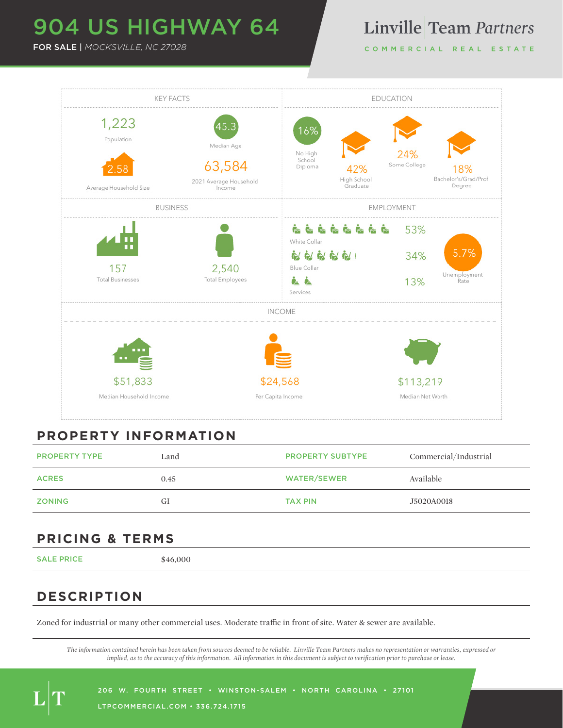# 904 US HIGHWAY 64

**FOR SALE** | *MOCKSVILLE, NC 27028*

Linville Team Partners

COMMERCIAL REAL ESTATE

## KEY FACTS

1,223
Population

45.3
Median Age

2.58
Average Household Size

63,584
2021 Average Household Income

## EDUCATION

16%
No High School Diploma

42%
High School Graduate

24%
Some College

18%
Bachelor's/Grad/Prof Degree

## BUSINESS

157
Total Businesses

2,540
Total Employees

## EMPLOYMENT

White Collar
53%

Blue Collar
34%

Services
13%

5.7%
Unemployment Rate

## INCOME

$51,833
Median Household Income

$24,568
Per Capita Income

$113,219
Median Net Worth

## PROPERTY INFORMATION

| | | | |
|---|---|---|---|
| PROPERTY TYPE | Land | PROPERTY SUBTYPE | Commercial/Industrial |
| ACRES | 0.45 | WATER/SEWER | Available |
| ZONING | GI | TAX PIN | J5020A0018 |

## PRICING & TERMS

| | |
|---|---|
| SALE PRICE | $46,000 |

## DESCRIPTION

Zoned for industrial or many other commercial uses. Moderate traffic in front of site. Water & sewer are available.

*The information contained herein has been taken from sources deemed to be reliable. Linville Team Partners makes no representation or warranties, expressed or implied, as to the accuracy of this information. All information in this document is subject to verification prior to purchase or lease.*

206 W. FOURTH STREET • WINSTON-SALEM • NORTH CAROLINA • 27101

LTPCOMMERCIAL.COM • 336.724.1715